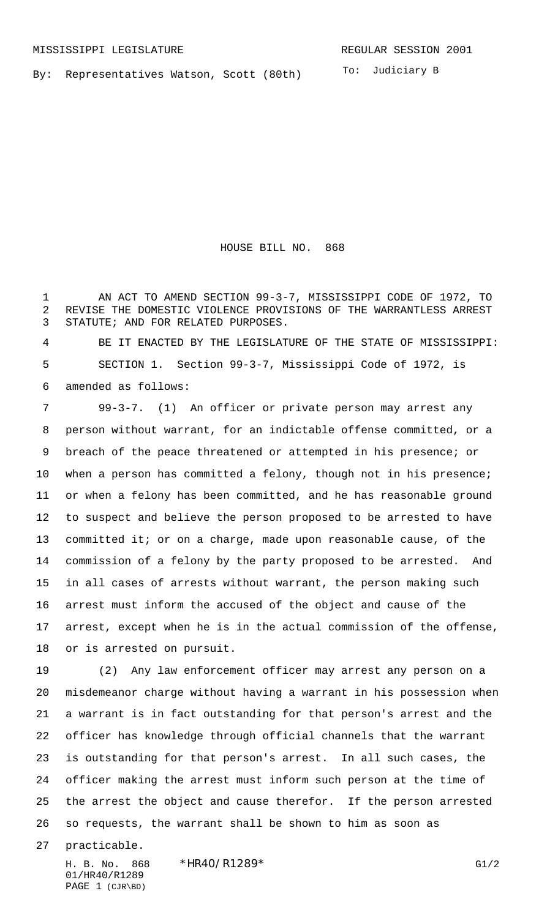MISSISSIPPI LEGISLATURE

REGULAR SESSION 2001

By: Representatives Watson, Scott (80th)

To: Judiciary B

# HOUSE BILL NO. 868

AN ACT TO AMEND SECTION 99-3-7, MISSISSIPPI CODE OF 1972, TO REVISE THE DOMESTIC VIOLENCE PROVISIONS OF THE WARRANTLESS ARREST STATUTE; AND FOR RELATED PURPOSES.

BE IT ENACTED BY THE LEGISLATURE OF THE STATE OF MISSISSIPPI:

SECTION 1. Section 99-3-7, Mississippi Code of 1972, is amended as follows:

99-3-7. (1) An officer or private person may arrest any person without warrant, for an indictable offense committed, or a breach of the peace threatened or attempted in his presence; or when a person has committed a felony, though not in his presence; or when a felony has been committed, and he has reasonable ground to suspect and believe the person proposed to be arrested to have committed it; or on a charge, made upon reasonable cause, of the commission of a felony by the party proposed to be arrested. And in all cases of arrests without warrant, the person making such arrest must inform the accused of the object and cause of the arrest, except when he is in the actual commission of the offense, or is arrested on pursuit.

(2) Any law enforcement officer may arrest any person on a misdemeanor charge without having a warrant in his possession when a warrant is in fact outstanding for that person's arrest and the officer has knowledge through official channels that the warrant is outstanding for that person's arrest. In all such cases, the officer making the arrest must inform such person at the time of the arrest the object and cause therefor. If the person arrested so requests, the warrant shall be shown to him as soon as practicable.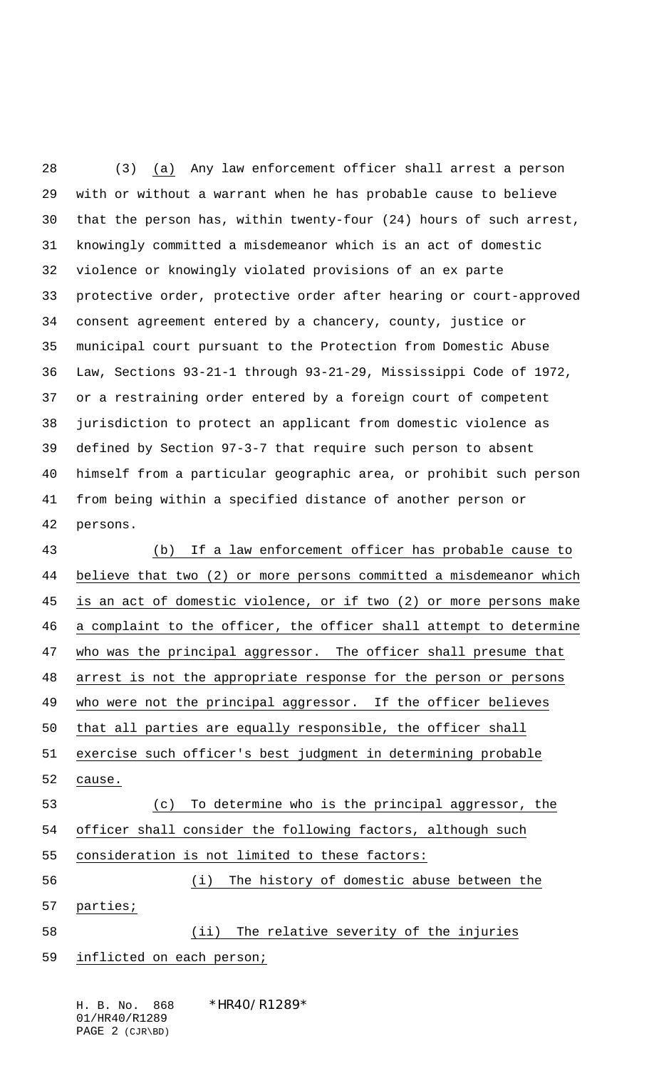(3) (a) Any law enforcement officer shall arrest a person with or without a warrant when he has probable cause to believe that the person has, within twenty-four (24) hours of such arrest, knowingly committed a misdemeanor which is an act of domestic violence or knowingly violated provisions of an ex parte protective order, protective order after hearing or court-approved consent agreement entered by a chancery, county, justice or municipal court pursuant to the Protection from Domestic Abuse Law, Sections 93-21-1 through 93-21-29, Mississippi Code of 1972, or a restraining order entered by a foreign court of competent jurisdiction to protect an applicant from domestic violence as defined by Section 97-3-7 that require such person to absent himself from a particular geographic area, or prohibit such person from being within a specified distance of another person or persons.

(b) If a law enforcement officer has probable cause to believe that two (2) or more persons committed a misdemeanor which is an act of domestic violence, or if two (2) or more persons make a complaint to the officer, the officer shall attempt to determine who was the principal aggressor. The officer shall presume that arrest is not the appropriate response for the person or persons who were not the principal aggressor. If the officer believes that all parties are equally responsible, the officer shall exercise such officer's best judgment in determining probable cause.

(c) To determine who is the principal aggressor, the officer shall consider the following factors, although such consideration is not limited to these factors:

(i) The history of domestic abuse between the parties;

(ii) The relative severity of the injuries inflicted on each person;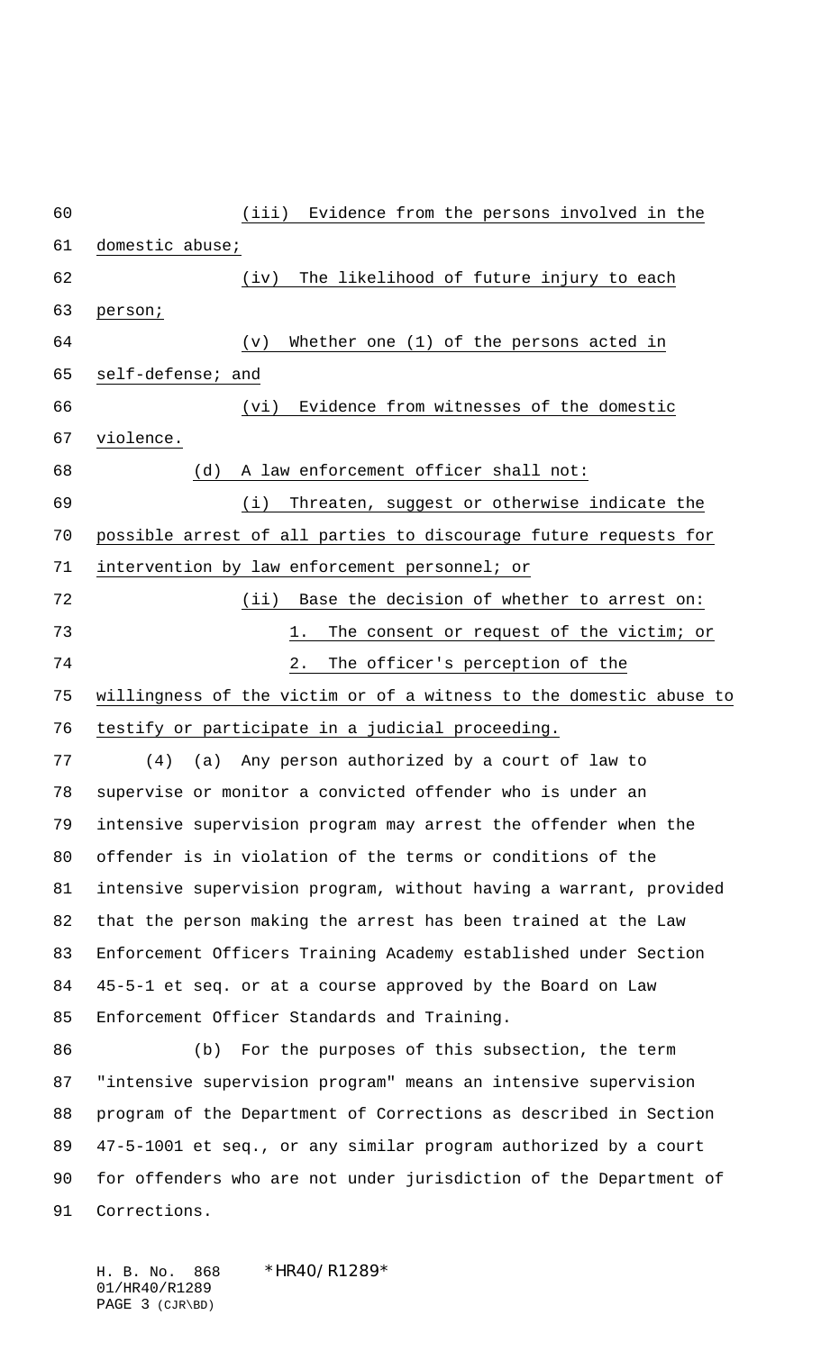(iii) Evidence from the persons involved in the domestic abuse;

(iv) The likelihood of future injury to each person;

(v) Whether one (1) of the persons acted in self-defense; and

(vi) Evidence from witnesses of the domestic violence.

(d) A law enforcement officer shall not:

(i) Threaten, suggest or otherwise indicate the possible arrest of all parties to discourage future requests for intervention by law enforcement personnel; or

(ii) Base the decision of whether to arrest on:

1. The consent or request of the victim; or

2. The officer's perception of the willingness of the victim or of a witness to the domestic abuse to testify or participate in a judicial proceeding.

(4) (a) Any person authorized by a court of law to supervise or monitor a convicted offender who is under an intensive supervision program may arrest the offender when the offender is in violation of the terms or conditions of the intensive supervision program, without having a warrant, provided that the person making the arrest has been trained at the Law Enforcement Officers Training Academy established under Section 45-5-1 et seq. or at a course approved by the Board on Law Enforcement Officer Standards and Training.

(b) For the purposes of this subsection, the term "intensive supervision program" means an intensive supervision program of the Department of Corrections as described in Section 47-5-1001 et seq., or any similar program authorized by a court for offenders who are not under jurisdiction of the Department of Corrections.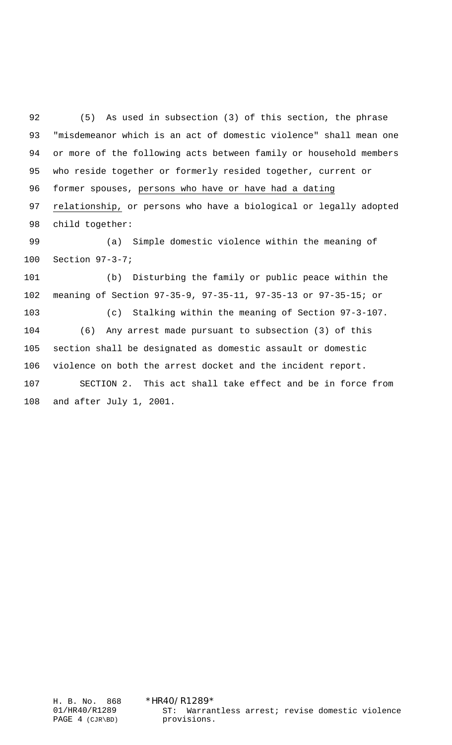(5) As used in subsection (3) of this section, the phrase "misdemeanor which is an act of domestic violence" shall mean one or more of the following acts between family or household members who reside together or formerly resided together, current or former spouses, <u>persons who have or have had a dating relationship,</u> or persons who have a biological or legally adopted child together:

(a) Simple domestic violence within the meaning of Section 97-3-7;

(b) Disturbing the family or public peace within the meaning of Section 97-35-9, 97-35-11, 97-35-13 or 97-35-15; or

(c) Stalking within the meaning of Section 97-3-107.

(6) Any arrest made pursuant to subsection (3) of this section shall be designated as domestic assault or domestic violence on both the arrest docket and the incident report.

SECTION 2. This act shall take effect and be in force from and after July 1, 2001.